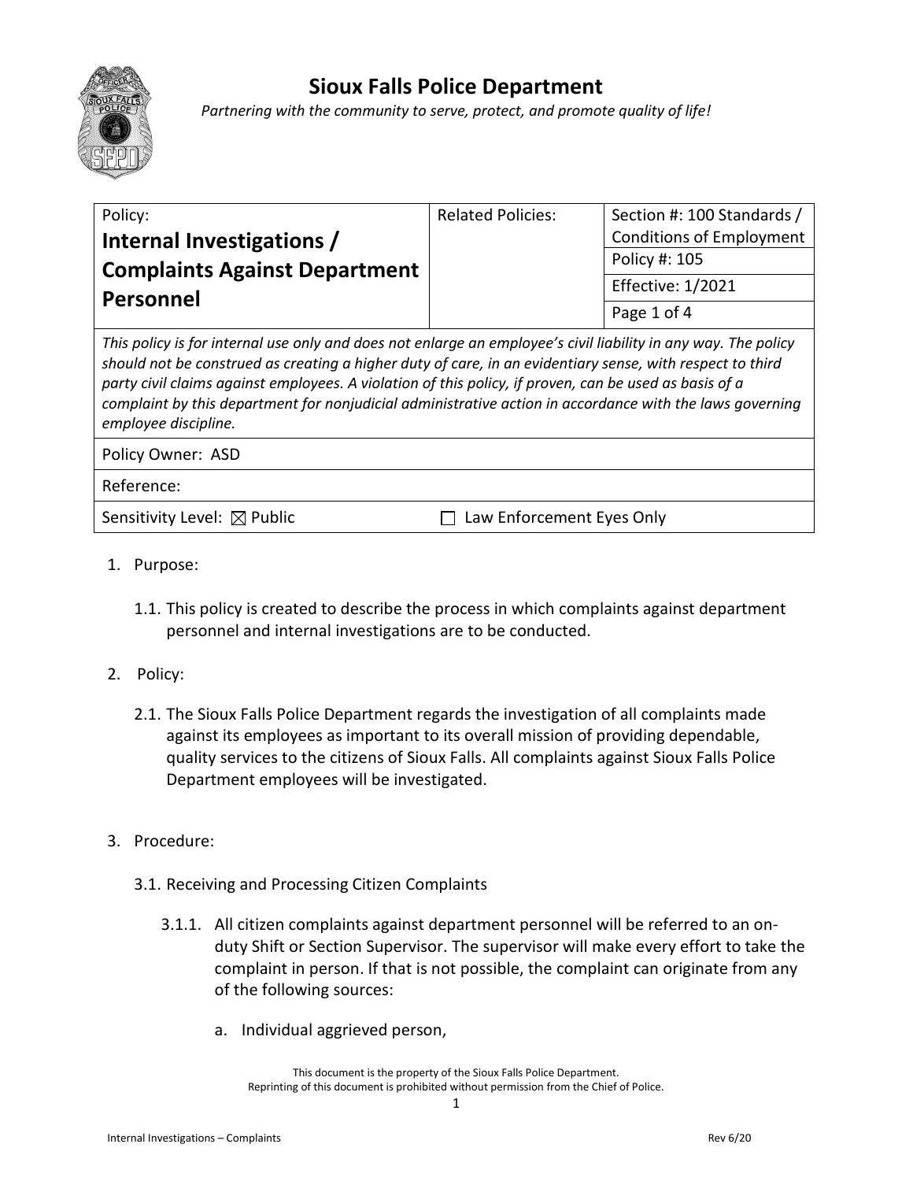# Sioux Falls Police Department

*Partnering with the community to serve, protect, and promote quality of life!*

| Policy: **Internal Investigations / Complaints Against Department Personnel** | Related Policies: | Section #: 100 Standards / Conditions of Employment |
|---|---|---|
| | | Policy #: 105 |
| | | Effective: 1/2021 |
| | | Page 1 of 4 |

*This policy is for internal use only and does not enlarge an employee's civil liability in any way. The policy should not be construed as creating a higher duty of care, in an evidentiary sense, with respect to third party civil claims against employees. A violation of this policy, if proven, can be used as basis of a complaint by this department for nonjudicial administrative action in accordance with the laws governing employee discipline.*

Policy Owner: ASD

Reference:

Sensitivity Level: ☒ Public ☐ Law Enforcement Eyes Only

1. Purpose:

   1.1. This policy is created to describe the process in which complaints against department personnel and internal investigations are to be conducted.

2. Policy:

   2.1. The Sioux Falls Police Department regards the investigation of all complaints made against its employees as important to its overall mission of providing dependable, quality services to the citizens of Sioux Falls. All complaints against Sioux Falls Police Department employees will be investigated.

3. Procedure:

   3.1. Receiving and Processing Citizen Complaints

      3.1.1. All citizen complaints against department personnel will be referred to an on-duty Shift or Section Supervisor. The supervisor will make every effort to take the complaint in person. If that is not possible, the complaint can originate from any of the following sources:

         a. Individual aggrieved person,

This document is the property of the Sioux Falls Police Department.
Reprinting of this document is prohibited without permission from the Chief of Police.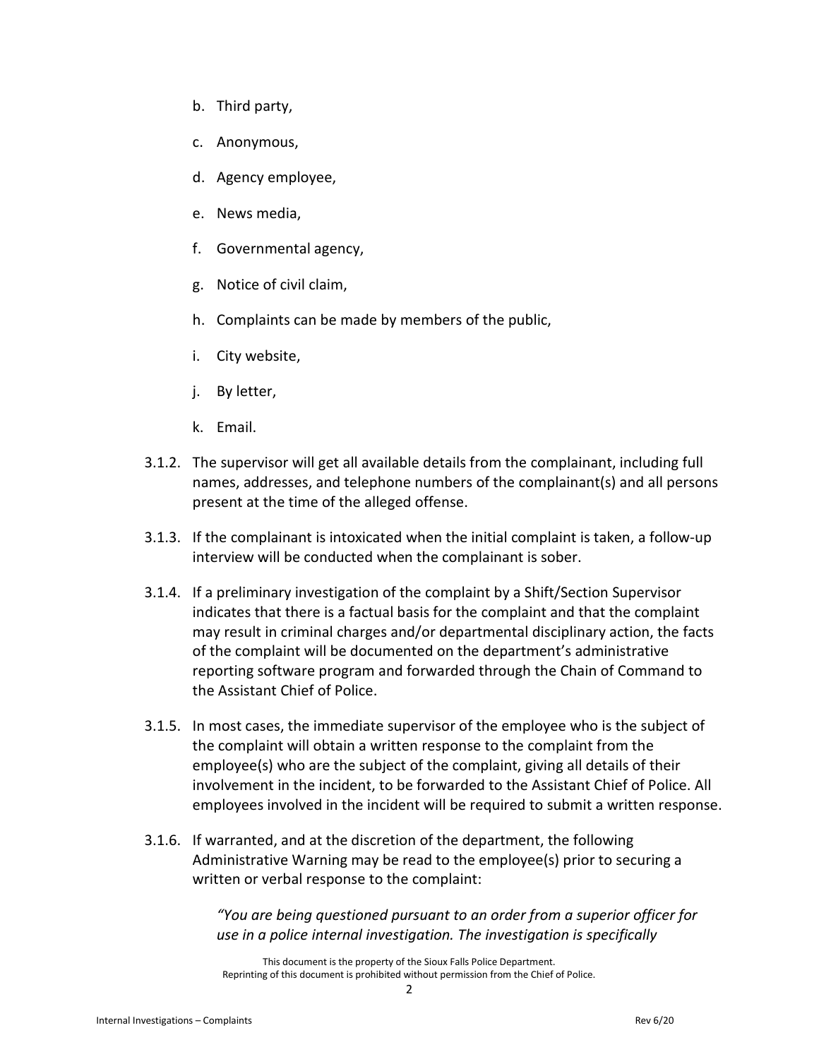b. Third party,

c. Anonymous,

d. Agency employee,

e. News media,

f. Governmental agency,

g. Notice of civil claim,

h. Complaints can be made by members of the public,

i. City website,

j. By letter,

k. Email.

3.1.2. The supervisor will get all available details from the complainant, including full names, addresses, and telephone numbers of the complainant(s) and all persons present at the time of the alleged offense.

3.1.3. If the complainant is intoxicated when the initial complaint is taken, a follow-up interview will be conducted when the complainant is sober.

3.1.4. If a preliminary investigation of the complaint by a Shift/Section Supervisor indicates that there is a factual basis for the complaint and that the complaint may result in criminal charges and/or departmental disciplinary action, the facts of the complaint will be documented on the department's administrative reporting software program and forwarded through the Chain of Command to the Assistant Chief of Police.

3.1.5. In most cases, the immediate supervisor of the employee who is the subject of the complaint will obtain a written response to the complaint from the employee(s) who are the subject of the complaint, giving all details of their involvement in the incident, to be forwarded to the Assistant Chief of Police. All employees involved in the incident will be required to submit a written response.

3.1.6. If warranted, and at the discretion of the department, the following Administrative Warning may be read to the employee(s) prior to securing a written or verbal response to the complaint:

> *"You are being questioned pursuant to an order from a superior officer for use in a police internal investigation. The investigation is specifically*

This document is the property of the Sioux Falls Police Department.
Reprinting of this document is prohibited without permission from the Chief of Police.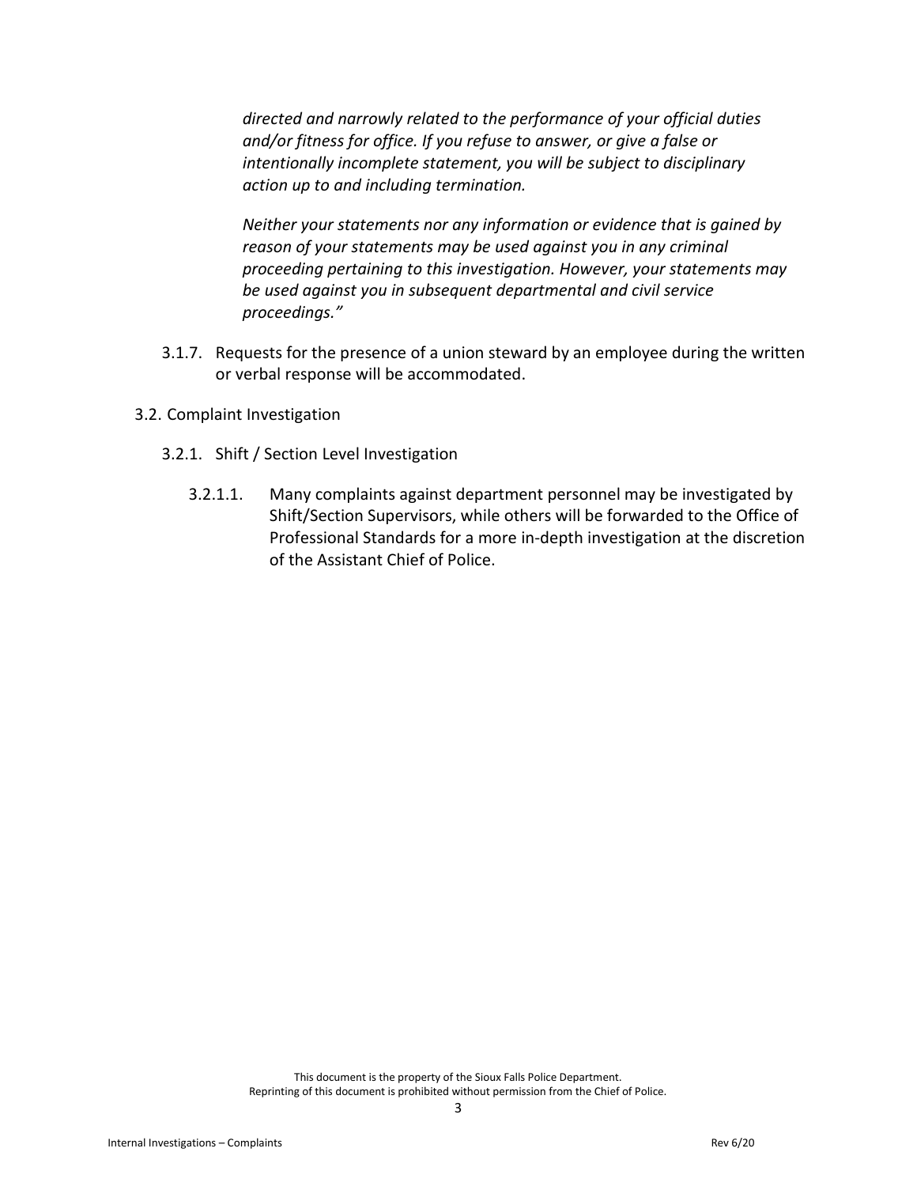*directed and narrowly related to the performance of your official duties and/or fitness for office. If you refuse to answer, or give a false or intentionally incomplete statement, you will be subject to disciplinary action up to and including termination.*

*Neither your statements nor any information or evidence that is gained by reason of your statements may be used against you in any criminal proceeding pertaining to this investigation. However, your statements may be used against you in subsequent departmental and civil service proceedings."*

3.1.7. Requests for the presence of a union steward by an employee during the written or verbal response will be accommodated.

3.2. Complaint Investigation

3.2.1. Shift / Section Level Investigation

3.2.1.1. Many complaints against department personnel may be investigated by Shift/Section Supervisors, while others will be forwarded to the Office of Professional Standards for a more in-depth investigation at the discretion of the Assistant Chief of Police.

This document is the property of the Sioux Falls Police Department.
Reprinting of this document is prohibited without permission from the Chief of Police.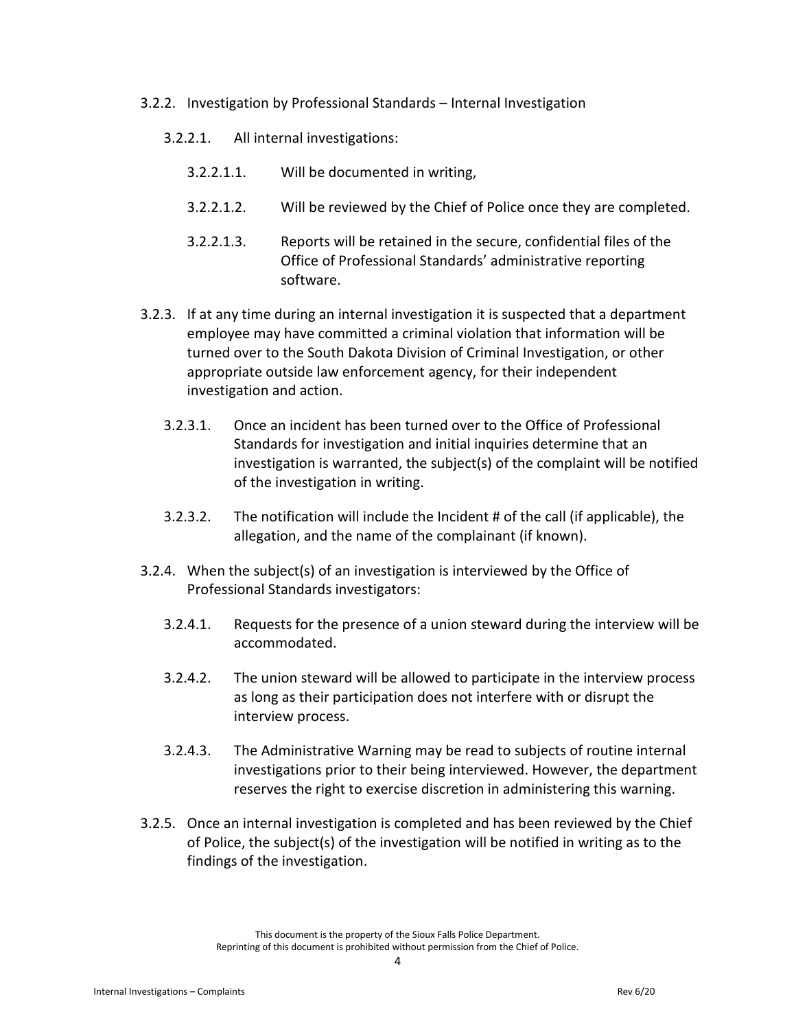- 3.2.2. Investigation by Professional Standards – Internal Investigation
  - 3.2.2.1. All internal investigations:
    - 3.2.2.1.1. Will be documented in writing,
    - 3.2.2.1.2. Will be reviewed by the Chief of Police once they are completed.
    - 3.2.2.1.3. Reports will be retained in the secure, confidential files of the Office of Professional Standards' administrative reporting software.
- 3.2.3. If at any time during an internal investigation it is suspected that a department employee may have committed a criminal violation that information will be turned over to the South Dakota Division of Criminal Investigation, or other appropriate outside law enforcement agency, for their independent investigation and action.
  - 3.2.3.1. Once an incident has been turned over to the Office of Professional Standards for investigation and initial inquiries determine that an investigation is warranted, the subject(s) of the complaint will be notified of the investigation in writing.
  - 3.2.3.2. The notification will include the Incident # of the call (if applicable), the allegation, and the name of the complainant (if known).
- 3.2.4. When the subject(s) of an investigation is interviewed by the Office of Professional Standards investigators:
  - 3.2.4.1. Requests for the presence of a union steward during the interview will be accommodated.
  - 3.2.4.2. The union steward will be allowed to participate in the interview process as long as their participation does not interfere with or disrupt the interview process.
  - 3.2.4.3. The Administrative Warning may be read to subjects of routine internal investigations prior to their being interviewed. However, the department reserves the right to exercise discretion in administering this warning.
- 3.2.5. Once an internal investigation is completed and has been reviewed by the Chief of Police, the subject(s) of the investigation will be notified in writing as to the findings of the investigation.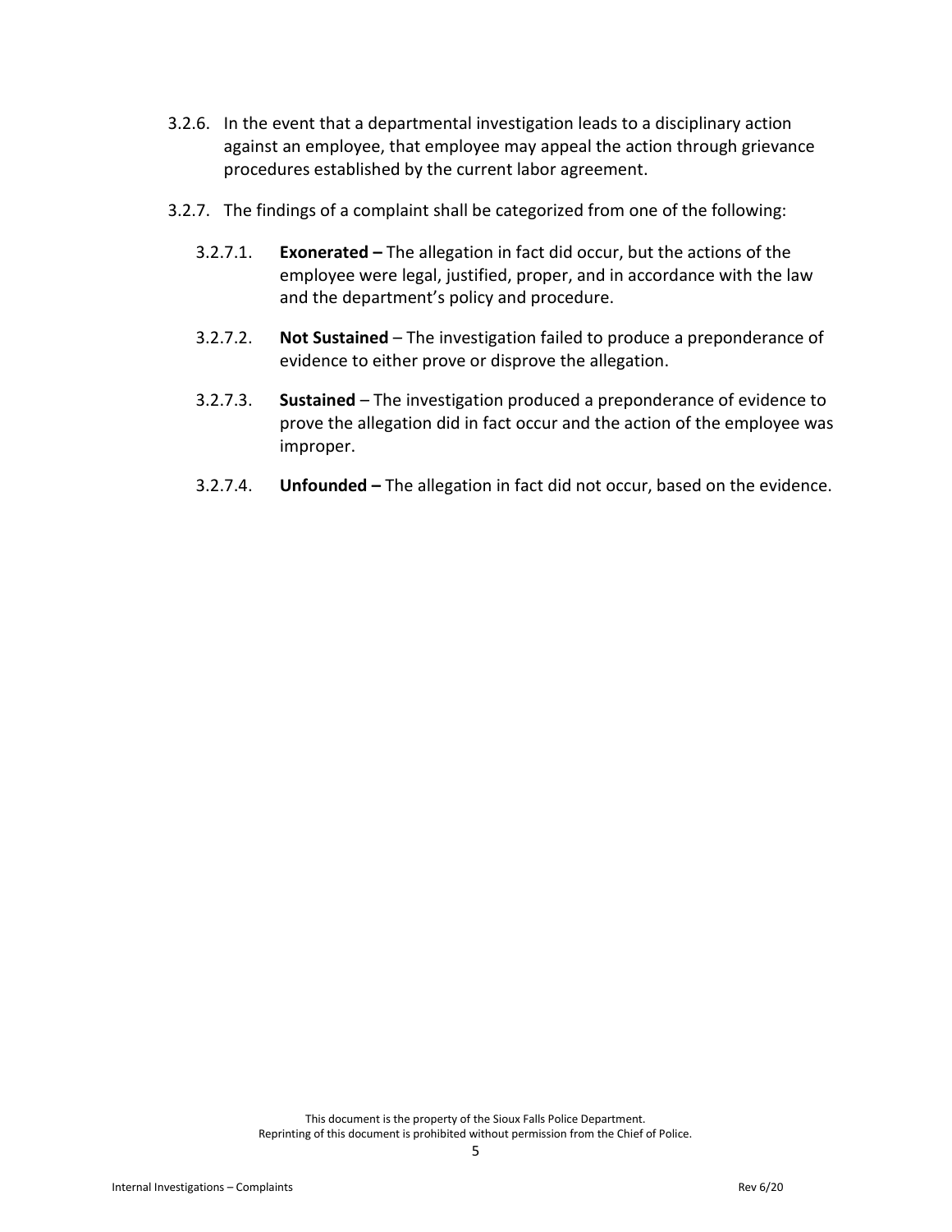3.2.6. In the event that a departmental investigation leads to a disciplinary action against an employee, that employee may appeal the action through grievance procedures established by the current labor agreement.

3.2.7. The findings of a complaint shall be categorized from one of the following:

3.2.7.1. **Exonerated –** The allegation in fact did occur, but the actions of the employee were legal, justified, proper, and in accordance with the law and the department's policy and procedure.

3.2.7.2. **Not Sustained** – The investigation failed to produce a preponderance of evidence to either prove or disprove the allegation.

3.2.7.3. **Sustained** – The investigation produced a preponderance of evidence to prove the allegation did in fact occur and the action of the employee was improper.

3.2.7.4. **Unfounded –** The allegation in fact did not occur, based on the evidence.